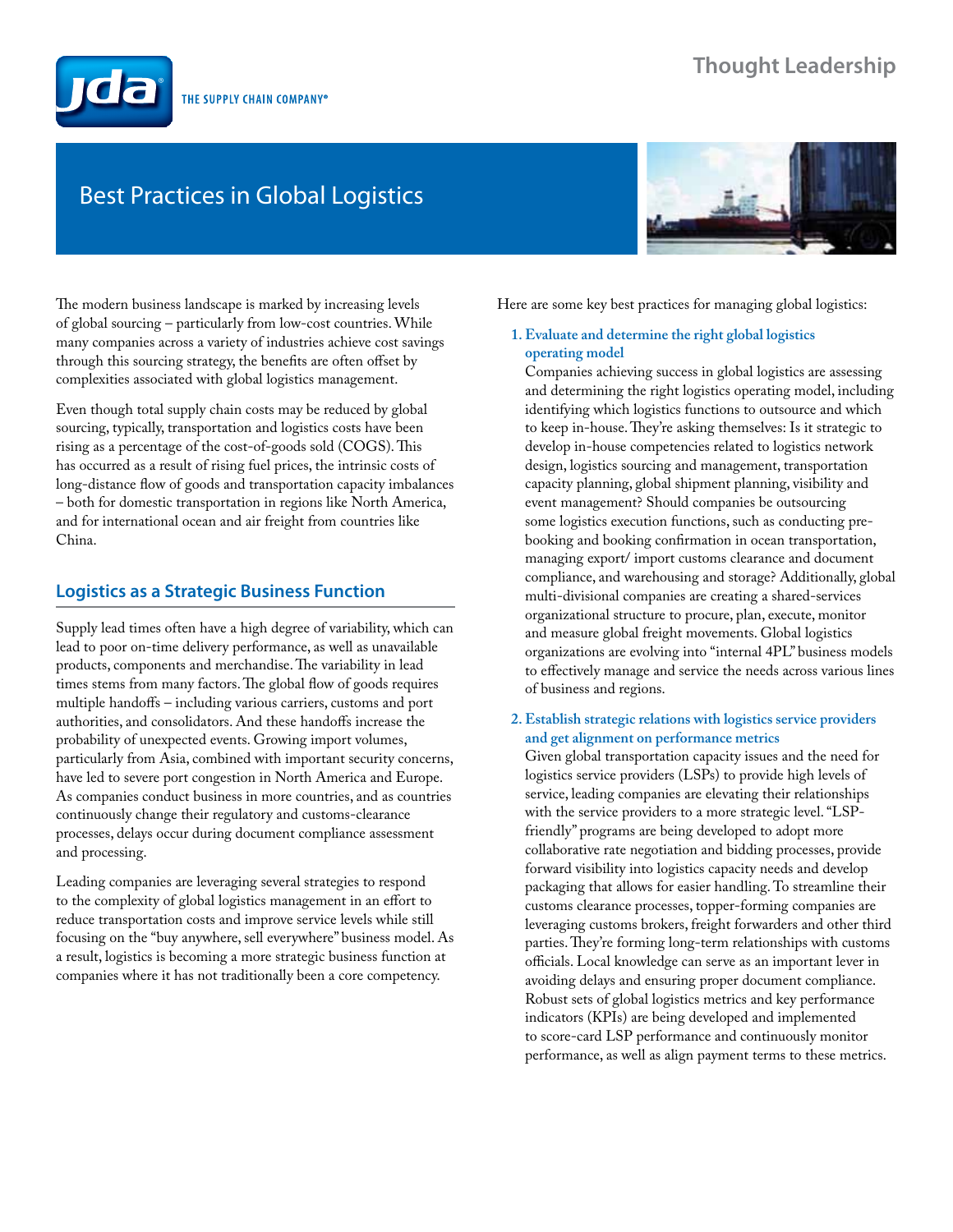Thought Leadership

JDA THE SUPPLY CHAIN COMPANY®

# Best Practices in Global Logistics

The modern business landscape is marked by increasing levels of global sourcing – particularly from low-cost countries. While many companies across a variety of industries achieve cost savings through this sourcing strategy, the benefits are often offset by complexities associated with global logistics management.

Even though total supply chain costs may be reduced by global sourcing, typically, transportation and logistics costs have been rising as a percentage of the cost-of-goods sold (COGS). This has occurred as a result of rising fuel prices, the intrinsic costs of long-distance flow of goods and transportation capacity imbalances – both for domestic transportation in regions like North America, and for international ocean and air freight from countries like China.

## Logistics as a Strategic Business Function

Supply lead times often have a high degree of variability, which can lead to poor on-time delivery performance, as well as unavailable products, components and merchandise. The variability in lead times stems from many factors. The global flow of goods requires multiple handoffs – including various carriers, customs and port authorities, and consolidators. And these handoffs increase the probability of unexpected events. Growing import volumes, particularly from Asia, combined with important security concerns, have led to severe port congestion in North America and Europe. As companies conduct business in more countries, and as countries continuously change their regulatory and customs-clearance processes, delays occur during document compliance assessment and processing.

Leading companies are leveraging several strategies to respond to the complexity of global logistics management in an effort to reduce transportation costs and improve service levels while still focusing on the "buy anywhere, sell everywhere" business model. As a result, logistics is becoming a more strategic business function at companies where it has not traditionally been a core competency.

Here are some key best practices for managing global logistics:

1. **Evaluate and determine the right global logistics operating model**
   Companies achieving success in global logistics are assessing and determining the right logistics operating model, including identifying which logistics functions to outsource and which to keep in-house. They're asking themselves: Is it strategic to develop in-house competencies related to logistics network design, logistics sourcing and management, transportation capacity planning, global shipment planning, visibility and event management? Should companies be outsourcing some logistics execution functions, such as conducting pre-booking and booking confirmation in ocean transportation, managing export/ import customs clearance and document compliance, and warehousing and storage? Additionally, global multi-divisional companies are creating a shared-services organizational structure to procure, plan, execute, monitor and measure global freight movements. Global logistics organizations are evolving into "internal 4PL" business models to effectively manage and service the needs across various lines of business and regions.

2. **Establish strategic relations with logistics service providers and get alignment on performance metrics**
   Given global transportation capacity issues and the need for logistics service providers (LSPs) to provide high levels of service, leading companies are elevating their relationships with the service providers to a more strategic level. "LSP-friendly" programs are being developed to adopt more collaborative rate negotiation and bidding processes, provide forward visibility into logistics capacity needs and develop packaging that allows for easier handling. To streamline their customs clearance processes, topper-forming companies are leveraging customs brokers, freight forwarders and other third parties. They're forming long-term relationships with customs officials. Local knowledge can serve as an important lever in avoiding delays and ensuring proper document compliance. Robust sets of global logistics metrics and key performance indicators (KPIs) are being developed and implemented to score-card LSP performance and continuously monitor performance, as well as align payment terms to these metrics.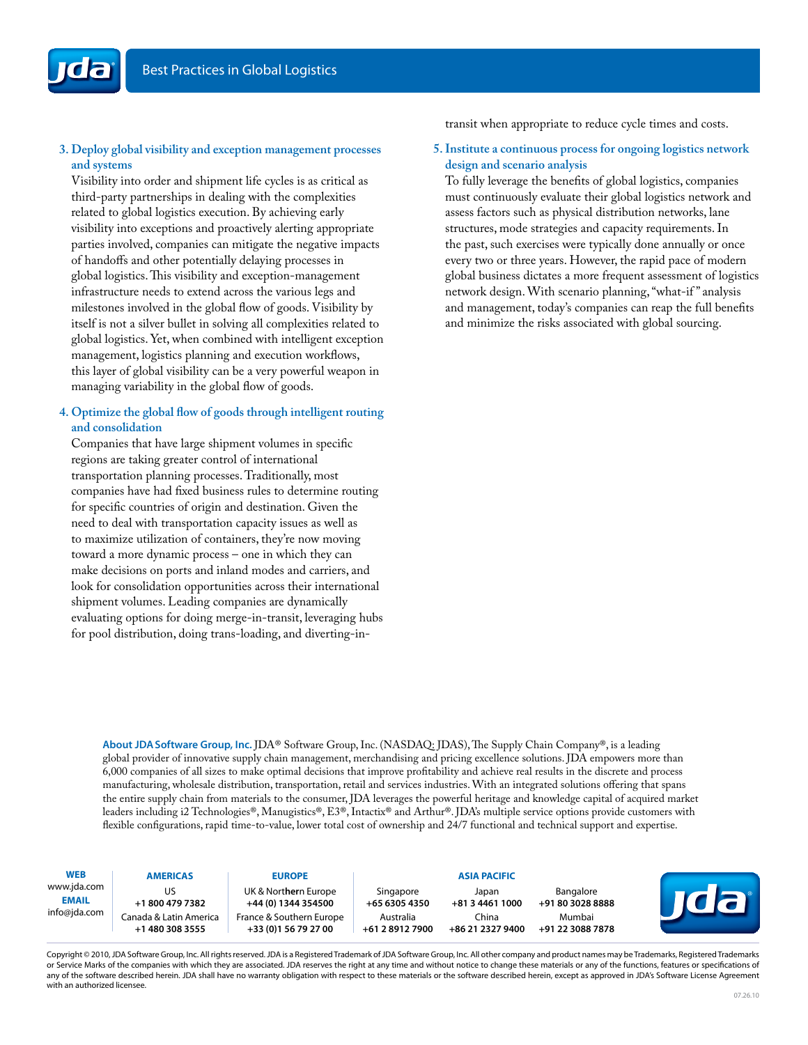3. **Deploy global visibility and exception management processes and systems**

   Visibility into order and shipment life cycles is as critical as third-party partnerships in dealing with the complexities related to global logistics execution. By achieving early visibility into exceptions and proactively alerting appropriate parties involved, companies can mitigate the negative impacts of handoffs and other potentially delaying processes in global logistics. This visibility and exception-management infrastructure needs to extend across the various legs and milestones involved in the global flow of goods. Visibility by itself is not a silver bullet in solving all complexities related to global logistics. Yet, when combined with intelligent exception management, logistics planning and execution workflows, this layer of global visibility can be a very powerful weapon in managing variability in the global flow of goods.

4. **Optimize the global flow of goods through intelligent routing and consolidation**

   Companies that have large shipment volumes in specific regions are taking greater control of international transportation planning processes. Traditionally, most companies have had fixed business rules to determine routing for specific countries of origin and destination. Given the need to deal with transportation capacity issues as well as to maximize utilization of containers, they're now moving toward a more dynamic process – one in which they can make decisions on ports and inland modes and carriers, and look for consolidation opportunities across their international shipment volumes. Leading companies are dynamically evaluating options for doing merge-in-transit, leveraging hubs for pool distribution, doing trans-loading, and diverting-in-transit when appropriate to reduce cycle times and costs.

5. **Institute a continuous process for ongoing logistics network design and scenario analysis**

   To fully leverage the benefits of global logistics, companies must continuously evaluate their global logistics network and assess factors such as physical distribution networks, lane structures, mode strategies and capacity requirements. In the past, such exercises were typically done annually or once every two or three years. However, the rapid pace of modern global business dictates a more frequent assessment of logistics network design. With scenario planning, "what-if" analysis and management, today's companies can reap the full benefits and minimize the risks associated with global sourcing.

**About JDA Software Group, Inc.** JDA® Software Group, Inc. (NASDAQ: JDAS), The Supply Chain Company®, is a leading global provider of innovative supply chain management, merchandising and pricing excellence solutions. JDA empowers more than 6,000 companies of all sizes to make optimal decisions that improve profitability and achieve real results in the discrete and process manufacturing, wholesale distribution, transportation, retail and services industries. With an integrated solutions offering that spans the entire supply chain from materials to the consumer, JDA leverages the powerful heritage and knowledge capital of acquired market leaders including i2 Technologies®, Manugistics®, E3®, Intactix® and Arthur®. JDA's multiple service options provide customers with flexible configurations, rapid time-to-value, lower total cost of ownership and 24/7 functional and technical support and expertise.

**WEB**
www.jda.com

**EMAIL**
info@jda.com

**AMERICAS**
US **+1 800 479 7382**
Canada & Latin America **+1 480 308 3555**

**EUROPE**
UK & Northern Europe **+44 (0) 1344 354500**
France & Southern Europe **+33 (0)1 56 79 27 00**

**ASIA PACIFIC**
Singapore **+65 6305 4350**
Australia **+61 2 8912 7900**
Japan **+81 3 4461 1000**
China **+86 21 2327 9400**
Bangalore **+91 80 3028 8888**
Mumbai **+91 22 3088 7878**

Copyright © 2010, JDA Software Group, Inc. All rights reserved. JDA is a Registered Trademark of JDA Software Group, Inc. All other company and product names may be Trademarks, Registered Trademarks or Service Marks of the companies with which they are associated. JDA reserves the right at any time and without notice to change these materials or any of the functions, features or specifications of any of the software described herein. JDA shall have no warranty obligation with respect to these materials or the software described herein, except as approved in JDA's Software License Agreement with an authorized licensee.

07.26.10